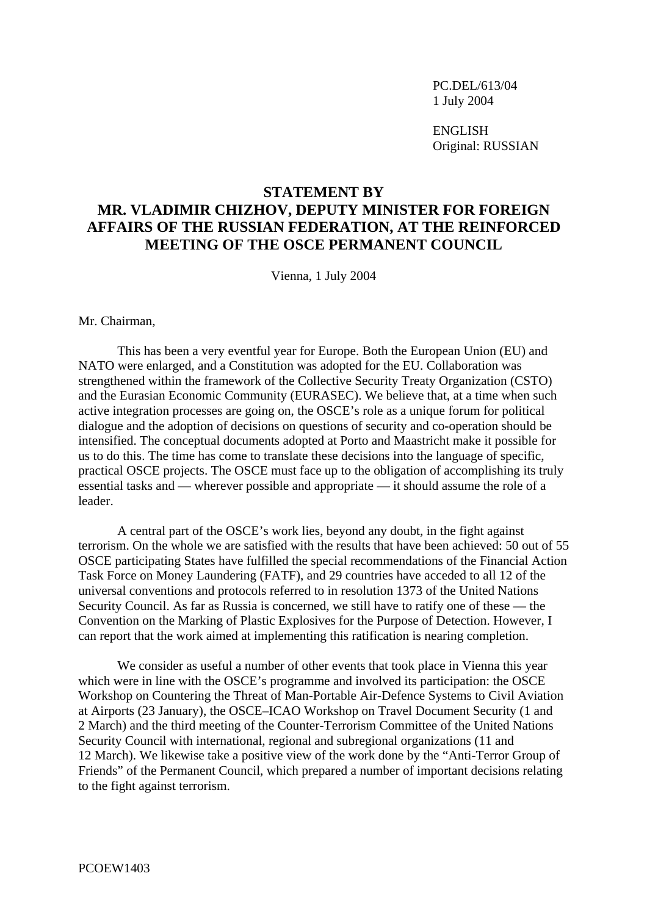PC.DEL/613/04
1 July 2004

ENGLISH
Original: RUSSIAN

# STATEMENT BY MR. VLADIMIR CHIZHOV, DEPUTY MINISTER FOR FOREIGN AFFAIRS OF THE RUSSIAN FEDERATION, AT THE REINFORCED MEETING OF THE OSCE PERMANENT COUNCIL

Vienna, 1 July 2004

Mr. Chairman,

This has been a very eventful year for Europe. Both the European Union (EU) and NATO were enlarged, and a Constitution was adopted for the EU. Collaboration was strengthened within the framework of the Collective Security Treaty Organization (CSTO) and the Eurasian Economic Community (EURASEC). We believe that, at a time when such active integration processes are going on, the OSCE's role as a unique forum for political dialogue and the adoption of decisions on questions of security and co-operation should be intensified. The conceptual documents adopted at Porto and Maastricht make it possible for us to do this. The time has come to translate these decisions into the language of specific, practical OSCE projects. The OSCE must face up to the obligation of accomplishing its truly essential tasks and — wherever possible and appropriate — it should assume the role of a leader.

A central part of the OSCE's work lies, beyond any doubt, in the fight against terrorism. On the whole we are satisfied with the results that have been achieved: 50 out of 55 OSCE participating States have fulfilled the special recommendations of the Financial Action Task Force on Money Laundering (FATF), and 29 countries have acceded to all 12 of the universal conventions and protocols referred to in resolution 1373 of the United Nations Security Council. As far as Russia is concerned, we still have to ratify one of these — the Convention on the Marking of Plastic Explosives for the Purpose of Detection. However, I can report that the work aimed at implementing this ratification is nearing completion.

We consider as useful a number of other events that took place in Vienna this year which were in line with the OSCE's programme and involved its participation: the OSCE Workshop on Countering the Threat of Man-Portable Air-Defence Systems to Civil Aviation at Airports (23 January), the OSCE–ICAO Workshop on Travel Document Security (1 and 2 March) and the third meeting of the Counter-Terrorism Committee of the United Nations Security Council with international, regional and subregional organizations (11 and 12 March). We likewise take a positive view of the work done by the "Anti-Terror Group of Friends" of the Permanent Council, which prepared a number of important decisions relating to the fight against terrorism.

PCOEW1403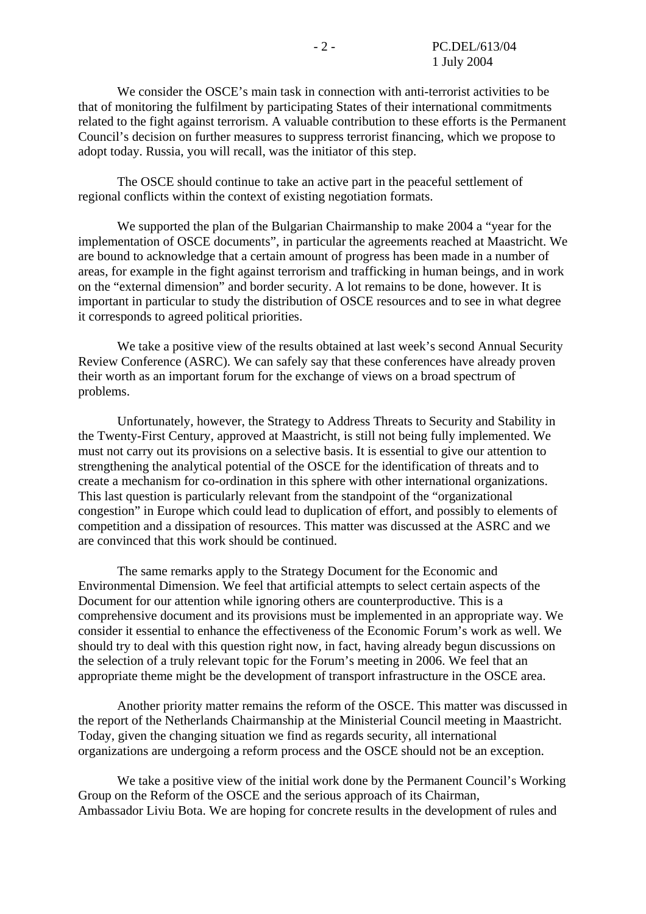We consider the OSCE's main task in connection with anti-terrorist activities to be that of monitoring the fulfilment by participating States of their international commitments related to the fight against terrorism. A valuable contribution to these efforts is the Permanent Council's decision on further measures to suppress terrorist financing, which we propose to adopt today. Russia, you will recall, was the initiator of this step.

The OSCE should continue to take an active part in the peaceful settlement of regional conflicts within the context of existing negotiation formats.

We supported the plan of the Bulgarian Chairmanship to make 2004 a "year for the implementation of OSCE documents", in particular the agreements reached at Maastricht. We are bound to acknowledge that a certain amount of progress has been made in a number of areas, for example in the fight against terrorism and trafficking in human beings, and in work on the "external dimension" and border security. A lot remains to be done, however. It is important in particular to study the distribution of OSCE resources and to see in what degree it corresponds to agreed political priorities.

We take a positive view of the results obtained at last week's second Annual Security Review Conference (ASRC). We can safely say that these conferences have already proven their worth as an important forum for the exchange of views on a broad spectrum of problems.

Unfortunately, however, the Strategy to Address Threats to Security and Stability in the Twenty-First Century, approved at Maastricht, is still not being fully implemented. We must not carry out its provisions on a selective basis. It is essential to give our attention to strengthening the analytical potential of the OSCE for the identification of threats and to create a mechanism for co-ordination in this sphere with other international organizations. This last question is particularly relevant from the standpoint of the "organizational congestion" in Europe which could lead to duplication of effort, and possibly to elements of competition and a dissipation of resources. This matter was discussed at the ASRC and we are convinced that this work should be continued.

The same remarks apply to the Strategy Document for the Economic and Environmental Dimension. We feel that artificial attempts to select certain aspects of the Document for our attention while ignoring others are counterproductive. This is a comprehensive document and its provisions must be implemented in an appropriate way. We consider it essential to enhance the effectiveness of the Economic Forum's work as well. We should try to deal with this question right now, in fact, having already begun discussions on the selection of a truly relevant topic for the Forum's meeting in 2006. We feel that an appropriate theme might be the development of transport infrastructure in the OSCE area.

Another priority matter remains the reform of the OSCE. This matter was discussed in the report of the Netherlands Chairmanship at the Ministerial Council meeting in Maastricht. Today, given the changing situation we find as regards security, all international organizations are undergoing a reform process and the OSCE should not be an exception.

We take a positive view of the initial work done by the Permanent Council's Working Group on the Reform of the OSCE and the serious approach of its Chairman, Ambassador Liviu Bota. We are hoping for concrete results in the development of rules and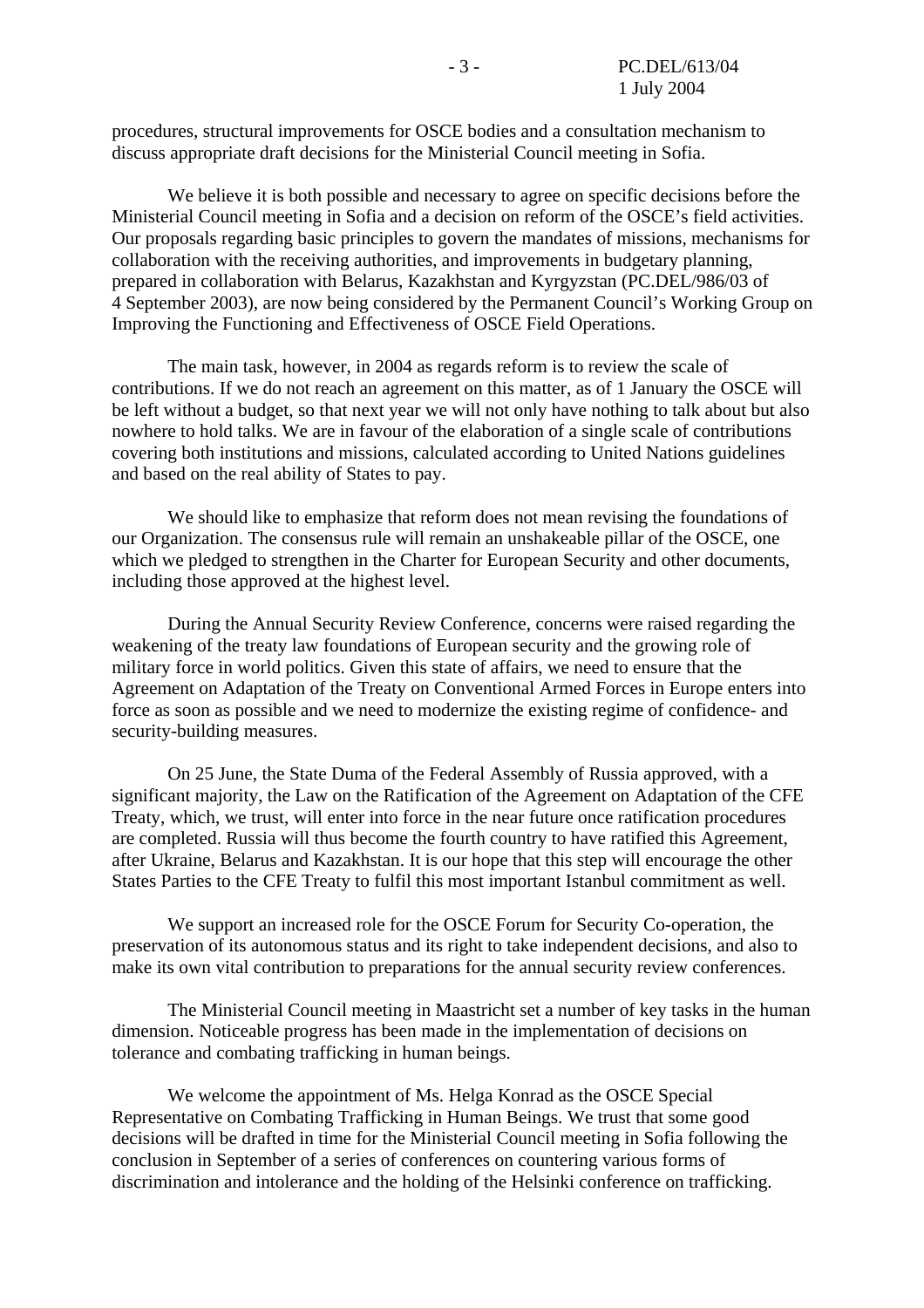procedures, structural improvements for OSCE bodies and a consultation mechanism to discuss appropriate draft decisions for the Ministerial Council meeting in Sofia.

We believe it is both possible and necessary to agree on specific decisions before the Ministerial Council meeting in Sofia and a decision on reform of the OSCE's field activities. Our proposals regarding basic principles to govern the mandates of missions, mechanisms for collaboration with the receiving authorities, and improvements in budgetary planning, prepared in collaboration with Belarus, Kazakhstan and Kyrgyzstan (PC.DEL/986/03 of 4 September 2003), are now being considered by the Permanent Council's Working Group on Improving the Functioning and Effectiveness of OSCE Field Operations.

The main task, however, in 2004 as regards reform is to review the scale of contributions. If we do not reach an agreement on this matter, as of 1 January the OSCE will be left without a budget, so that next year we will not only have nothing to talk about but also nowhere to hold talks. We are in favour of the elaboration of a single scale of contributions covering both institutions and missions, calculated according to United Nations guidelines and based on the real ability of States to pay.

We should like to emphasize that reform does not mean revising the foundations of our Organization. The consensus rule will remain an unshakeable pillar of the OSCE, one which we pledged to strengthen in the Charter for European Security and other documents, including those approved at the highest level.

During the Annual Security Review Conference, concerns were raised regarding the weakening of the treaty law foundations of European security and the growing role of military force in world politics. Given this state of affairs, we need to ensure that the Agreement on Adaptation of the Treaty on Conventional Armed Forces in Europe enters into force as soon as possible and we need to modernize the existing regime of confidence- and security-building measures.

On 25 June, the State Duma of the Federal Assembly of Russia approved, with a significant majority, the Law on the Ratification of the Agreement on Adaptation of the CFE Treaty, which, we trust, will enter into force in the near future once ratification procedures are completed. Russia will thus become the fourth country to have ratified this Agreement, after Ukraine, Belarus and Kazakhstan. It is our hope that this step will encourage the other States Parties to the CFE Treaty to fulfil this most important Istanbul commitment as well.

We support an increased role for the OSCE Forum for Security Co-operation, the preservation of its autonomous status and its right to take independent decisions, and also to make its own vital contribution to preparations for the annual security review conferences.

The Ministerial Council meeting in Maastricht set a number of key tasks in the human dimension. Noticeable progress has been made in the implementation of decisions on tolerance and combating trafficking in human beings.

We welcome the appointment of Ms. Helga Konrad as the OSCE Special Representative on Combating Trafficking in Human Beings. We trust that some good decisions will be drafted in time for the Ministerial Council meeting in Sofia following the conclusion in September of a series of conferences on countering various forms of discrimination and intolerance and the holding of the Helsinki conference on trafficking.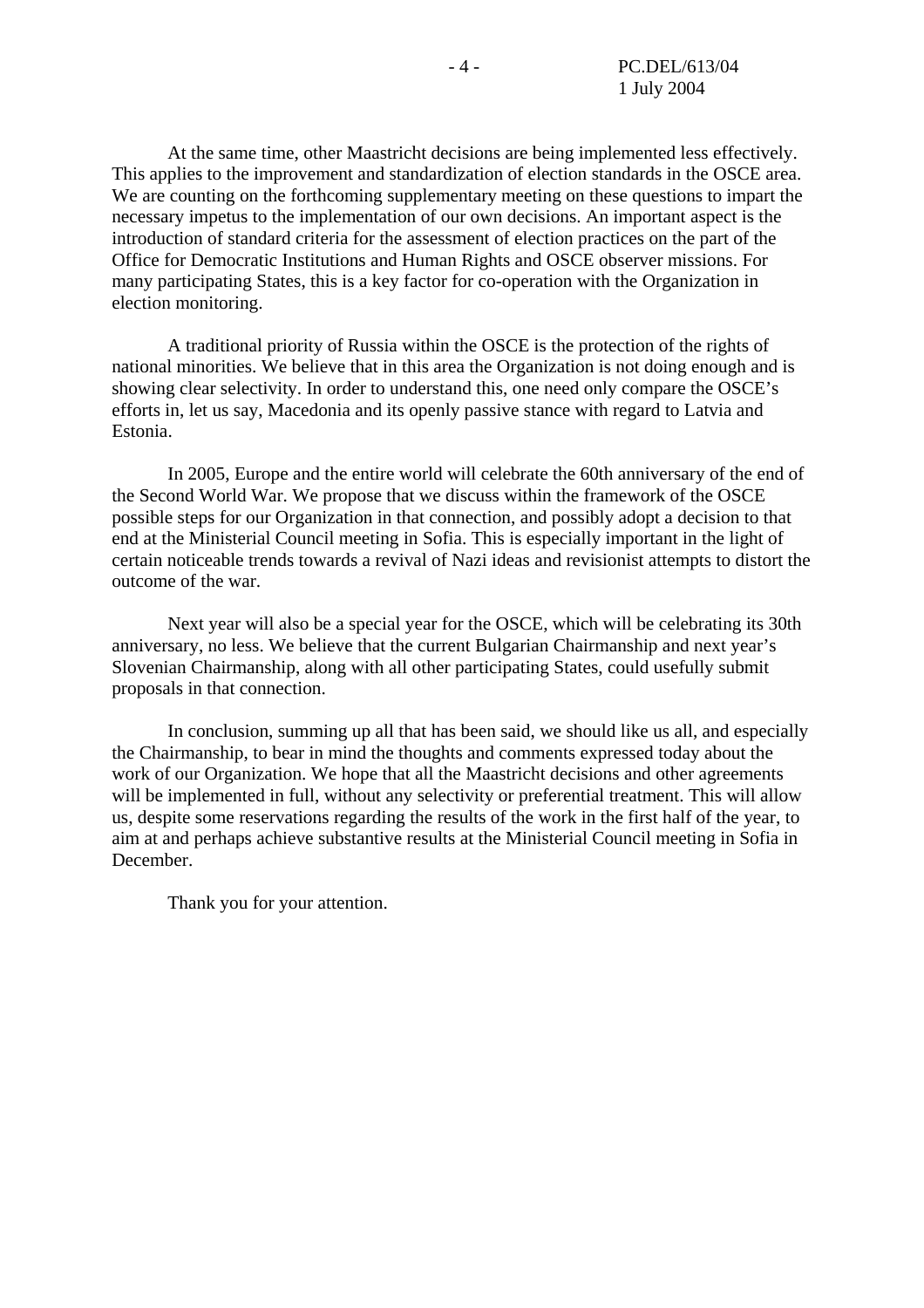At the same time, other Maastricht decisions are being implemented less effectively. This applies to the improvement and standardization of election standards in the OSCE area. We are counting on the forthcoming supplementary meeting on these questions to impart the necessary impetus to the implementation of our own decisions. An important aspect is the introduction of standard criteria for the assessment of election practices on the part of the Office for Democratic Institutions and Human Rights and OSCE observer missions. For many participating States, this is a key factor for co-operation with the Organization in election monitoring.

A traditional priority of Russia within the OSCE is the protection of the rights of national minorities. We believe that in this area the Organization is not doing enough and is showing clear selectivity. In order to understand this, one need only compare the OSCE's efforts in, let us say, Macedonia and its openly passive stance with regard to Latvia and Estonia.

In 2005, Europe and the entire world will celebrate the 60th anniversary of the end of the Second World War. We propose that we discuss within the framework of the OSCE possible steps for our Organization in that connection, and possibly adopt a decision to that end at the Ministerial Council meeting in Sofia. This is especially important in the light of certain noticeable trends towards a revival of Nazi ideas and revisionist attempts to distort the outcome of the war.

Next year will also be a special year for the OSCE, which will be celebrating its 30th anniversary, no less. We believe that the current Bulgarian Chairmanship and next year's Slovenian Chairmanship, along with all other participating States, could usefully submit proposals in that connection.

In conclusion, summing up all that has been said, we should like us all, and especially the Chairmanship, to bear in mind the thoughts and comments expressed today about the work of our Organization. We hope that all the Maastricht decisions and other agreements will be implemented in full, without any selectivity or preferential treatment. This will allow us, despite some reservations regarding the results of the work in the first half of the year, to aim at and perhaps achieve substantive results at the Ministerial Council meeting in Sofia in December.

Thank you for your attention.